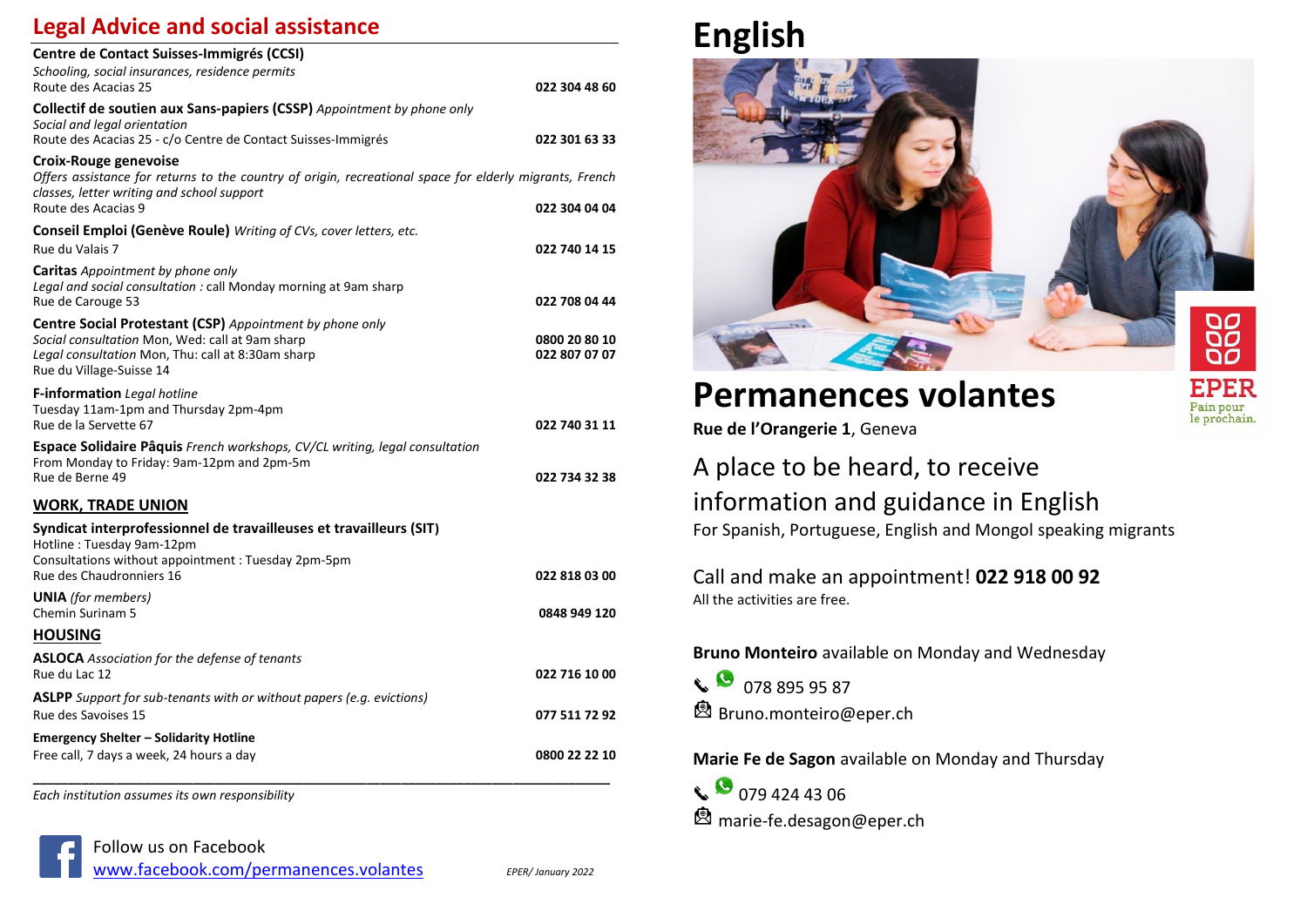## Legal Advice and social assistance

**Centre de Contact Suisses-Immigrés (CCSI)**
*Schooling, social insurances, residence permits*
Route des Acacias 25 — **022 304 48 60**

**Collectif de soutien aux Sans-papiers (CSSP)** *Appointment by phone only*
*Social and legal orientation*
Route des Acacias 25 - c/o Centre de Contact Suisses-Immigrés — **022 301 63 33**

**Croix-Rouge genevoise**
*Offers assistance for returns to the country of origin, recreational space for elderly migrants, French classes, letter writing and school support*
Route des Acacias 9 — **022 304 04 04**

**Conseil Emploi (Genève Roule)** *Writing of CVs, cover letters, etc.*
Rue du Valais 7 — **022 740 14 15**

**Caritas** *Appointment by phone only*
*Legal and social consultation :* call Monday morning at 9am sharp
Rue de Carouge 53 — **022 708 04 44**

**Centre Social Protestant (CSP)** *Appointment by phone only*
*Social consultation* Mon, Wed: call at 9am sharp — **0800 20 80 10**
*Legal consultation* Mon, Thu: call at 8:30am sharp — **022 807 07 07**
Rue du Village-Suisse 14

**F-information** *Legal hotline*
Tuesday 11am-1pm and Thursday 2pm-4pm
Rue de la Servette 67 — **022 740 31 11**

**Espace Solidaire Pâquis** *French workshops, CV/CL writing, legal consultation*
From Monday to Friday: 9am-12pm and 2pm-5m
Rue de Berne 49 — **022 734 32 38**

### WORK, TRADE UNION

**Syndicat interprofessionnel de travailleuses et travailleurs (SIT)**
Hotline : Tuesday 9am-12pm
Consultations without appointment : Tuesday 2pm-5pm
Rue des Chaudronniers 16 — **022 818 03 00**

**UNIA** *(for members)*
Chemin Surinam 5 — **0848 949 120**

### HOUSING

**ASLOCA** *Association for the defense of tenants*
Rue du Lac 12 — **022 716 10 00**

**ASLPP** *Support for sub-tenants with or without papers (e.g. evictions)*
Rue des Savoises 15 — **077 511 72 92**

**Emergency Shelter – Solidarity Hotline**
Free call, 7 days a week, 24 hours a day — **0800 22 22 10**

---

*Each institution assumes its own responsibility*

Follow us on Facebook
www.facebook.com/permanences.volantes

*EPER/ January 2022*

# English

EPER
Pain pour le prochain.

# Permanences volantes

**Rue de l'Orangerie 1**, Geneva

## A place to be heard, to receive information and guidance in English

For Spanish, Portuguese, English and Mongol speaking migrants

Call and make an appointment! **022 918 00 92**
All the activities are free.

**Bruno Monteiro** available on Monday and Wednesday
078 895 95 87
Bruno.monteiro@eper.ch

**Marie Fe de Sagon** available on Monday and Thursday
079 424 43 06
marie-fe.desagon@eper.ch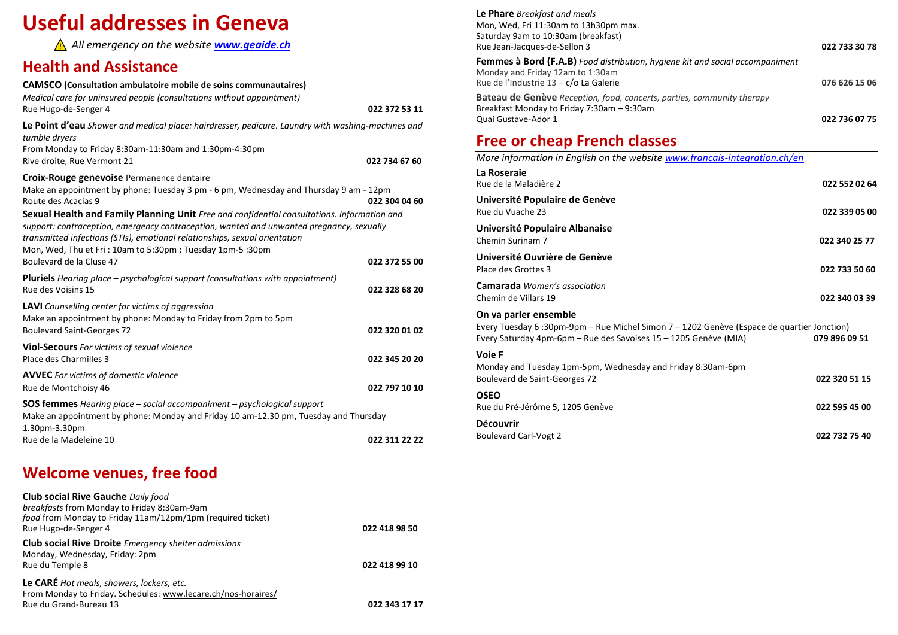# Useful addresses in Geneva

⚠ *All emergency on the website **www.geaide.ch***

## Health and Assistance

**CAMSCO (Consultation ambulatoire mobile de soins communautaires)**
*Medical care for uninsured people (consultations without appointment)*
Rue Hugo-de-Senger 4 — **022 372 53 11**

**Le Point d'eau** *Shower and medical place: hairdresser, pedicure. Laundry with washing-machines and tumble dryers*
From Monday to Friday 8:30am-11:30am and 1:30pm-4:30pm
Rive droite, Rue Vermont 21 — **022 734 67 60**

**Croix-Rouge genevoise** Permanence dentaire
Make an appointment by phone: Tuesday 3 pm - 6 pm, Wednesday and Thursday 9 am - 12pm
Route des Acacias 9 — **022 304 04 60**

**Sexual Health and Family Planning Unit** *Free and confidential consultations. Information and support: contraception, emergency contraception, wanted and unwanted pregnancy, sexually transmitted infections (STIs), emotional relationships, sexual orientation*
Mon, Wed, Thu et Fri : 10am to 5:30pm ; Tuesday 1pm-5 :30pm
Boulevard de la Cluse 47 — **022 372 55 00**

**Pluriels** *Hearing place – psychological support (consultations with appointment)*
Rue des Voisins 15 — **022 328 68 20**

**LAVI** *Counselling center for victims of aggression*
Make an appointment by phone: Monday to Friday from 2pm to 5pm
Boulevard Saint-Georges 72 — **022 320 01 02**

**Viol-Secours** *For victims of sexual violence*
Place des Charmilles 3 — **022 345 20 20**

**AVVEC** *For victims of domestic violence*
Rue de Montchoisy 46 — **022 797 10 10**

**SOS femmes** *Hearing place – social accompaniment – psychological support*
Make an appointment by phone: Monday and Friday 10 am-12.30 pm, Tuesday and Thursday 1.30pm-3.30pm
Rue de la Madeleine 10 — **022 311 22 22**

## Welcome venues, free food

**Club social Rive Gauche** *Daily food*
*breakfasts* from Monday to Friday 8:30am-9am
*food* from Monday to Friday 11am/12pm/1pm (required ticket)
Rue Hugo-de-Senger 4 — **022 418 98 50**

**Club social Rive Droite** *Emergency shelter admissions*
Monday, Wednesday, Friday: 2pm
Rue du Temple 8 — **022 418 99 10**

**Le CARÉ** *Hot meals, showers, lockers, etc.*
From Monday to Friday. Schedules: www.lecare.ch/nos-horaires/
Rue du Grand-Bureau 13 — **022 343 17 17**

**Le Phare** *Breakfast and meals*
Mon, Wed, Fri 11:30am to 13h30pm max.
Saturday 9am to 10:30am (breakfast)
Rue Jean-Jacques-de-Sellon 3 — **022 733 30 78**

**Femmes à Bord (F.A.B)** *Food distribution, hygiene kit and social accompaniment*
Monday and Friday 12am to 1:30am
Rue de l'Industrie 13 – c/o La Galerie — **076 626 15 06**

**Bateau de Genève** *Reception, food, concerts, parties, community therapy*
Breakfast Monday to Friday 7:30am – 9:30am
Quai Gustave-Ador 1 — **022 736 07 75**

## Free or cheap French classes

*More information in English on the website www.francais-integration.ch/en*

**La Roseraie**
Rue de la Maladière 2 — **022 552 02 64**

**Université Populaire de Genève**
Rue du Vuache 23 — **022 339 05 00**

**Université Populaire Albanaise**
Chemin Surinam 7 — **022 340 25 77**

**Université Ouvrière de Genève**
Place des Grottes 3 — **022 733 50 60**

**Camarada** *Women's association*
Chemin de Villars 19 — **022 340 03 39**

**On va parler ensemble**
Every Tuesday 6 :30pm-9pm – Rue Michel Simon 7 – 1202 Genève (Espace de quartier Jonction)
Every Saturday 4pm-6pm – Rue des Savoises 15 – 1205 Genève (MIA) — **079 896 09 51**

**Voie F**
Monday and Tuesday 1pm-5pm, Wednesday and Friday 8:30am-6pm
Boulevard de Saint-Georges 72 — **022 320 51 15**

**OSEO**
Rue du Pré-Jérôme 5, 1205 Genève — **022 595 45 00**

**Découvrir**
Boulevard Carl-Vogt 2 — **022 732 75 40**